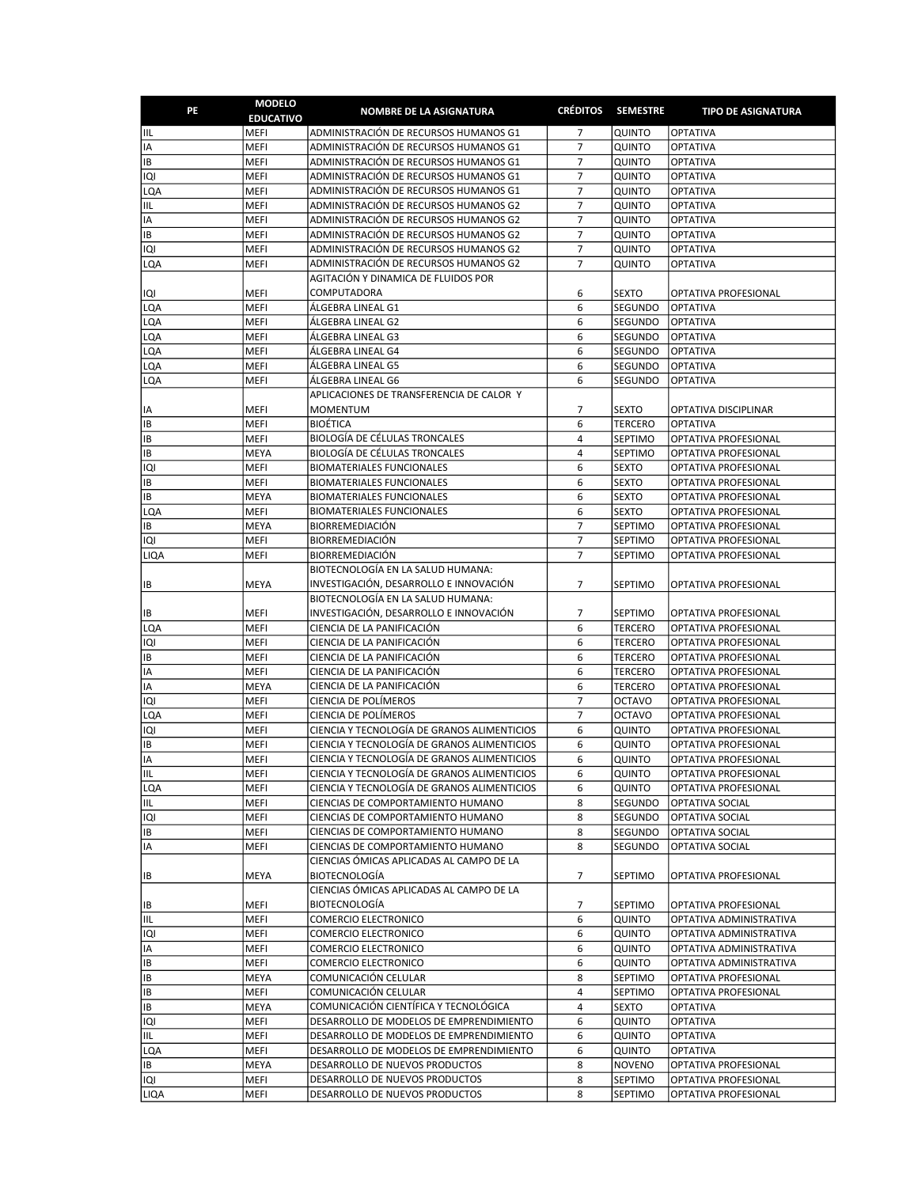| PE | MODELO EDUCATIVO | NOMBRE DE LA ASIGNATURA | CRÉDITOS | SEMESTRE | TIPO DE ASIGNATURA |
|---|---|---|---|---|---|
| IIL | MEFI | ADMINISTRACIÓN DE RECURSOS HUMANOS G1 | 7 | QUINTO | OPTATIVA |
| IA | MEFI | ADMINISTRACIÓN DE RECURSOS HUMANOS G1 | 7 | QUINTO | OPTATIVA |
| IB | MEFI | ADMINISTRACIÓN DE RECURSOS HUMANOS G1 | 7 | QUINTO | OPTATIVA |
| IQI | MEFI | ADMINISTRACIÓN DE RECURSOS HUMANOS G1 | 7 | QUINTO | OPTATIVA |
| LQA | MEFI | ADMINISTRACIÓN DE RECURSOS HUMANOS G1 | 7 | QUINTO | OPTATIVA |
| IIL | MEFI | ADMINISTRACIÓN DE RECURSOS HUMANOS G2 | 7 | QUINTO | OPTATIVA |
| IA | MEFI | ADMINISTRACIÓN DE RECURSOS HUMANOS G2 | 7 | QUINTO | OPTATIVA |
| IB | MEFI | ADMINISTRACIÓN DE RECURSOS HUMANOS G2 | 7 | QUINTO | OPTATIVA |
| IQI | MEFI | ADMINISTRACIÓN DE RECURSOS HUMANOS G2 | 7 | QUINTO | OPTATIVA |
| LQA | MEFI | ADMINISTRACIÓN DE RECURSOS HUMANOS G2 | 7 | QUINTO | OPTATIVA |
| IQI | MEFI | AGITACIÓN Y DINAMICA DE FLUIDOS POR COMPUTADORA | 6 | SEXTO | OPTATIVA PROFESIONAL |
| LQA | MEFI | ÁLGEBRA LINEAL G1 | 6 | SEGUNDO | OPTATIVA |
| LQA | MEFI | ÁLGEBRA LINEAL G2 | 6 | SEGUNDO | OPTATIVA |
| LQA | MEFI | ÁLGEBRA LINEAL G3 | 6 | SEGUNDO | OPTATIVA |
| LQA | MEFI | ÁLGEBRA LINEAL G4 | 6 | SEGUNDO | OPTATIVA |
| LQA | MEFI | ÁLGEBRA LINEAL G5 | 6 | SEGUNDO | OPTATIVA |
| LQA | MEFI | ÁLGEBRA LINEAL G6 | 6 | SEGUNDO | OPTATIVA |
| IA | MEFI | APLICACIONES DE TRANSFERENCIA DE CALOR Y MOMENTUM | 7 | SEXTO | OPTATIVA DISCIPLINAR |
| IB | MEFI | BIOÉTICA | 6 | TERCERO | OPTATIVA |
| IB | MEFI | BIOLOGÍA DE CÉLULAS TRONCALES | 4 | SEPTIMO | OPTATIVA PROFESIONAL |
| IB | MEYA | BIOLOGÍA DE CÉLULAS TRONCALES | 4 | SEPTIMO | OPTATIVA PROFESIONAL |
| IQI | MEFI | BIOMATERIALES FUNCIONALES | 6 | SEXTO | OPTATIVA PROFESIONAL |
| IB | MEFI | BIOMATERIALES FUNCIONALES | 6 | SEXTO | OPTATIVA PROFESIONAL |
| IB | MEYA | BIOMATERIALES FUNCIONALES | 6 | SEXTO | OPTATIVA PROFESIONAL |
| LQA | MEFI | BIOMATERIALES FUNCIONALES | 6 | SEXTO | OPTATIVA PROFESIONAL |
| IB | MEYA | BIORREMEDIACIÓN | 7 | SEPTIMO | OPTATIVA PROFESIONAL |
| IQI | MEFI | BIORREMEDIACIÓN | 7 | SEPTIMO | OPTATIVA PROFESIONAL |
| LIQA | MEFI | BIORREMEDIACIÓN | 7 | SEPTIMO | OPTATIVA PROFESIONAL |
| IB | MEYA | BIOTECNOLOGÍA EN LA SALUD HUMANA: INVESTIGACIÓN, DESARROLLO E INNOVACIÓN | 7 | SEPTIMO | OPTATIVA PROFESIONAL |
| IB | MEFI | BIOTECNOLOGÍA EN LA SALUD HUMANA: INVESTIGACIÓN, DESARROLLO E INNOVACIÓN | 7 | SEPTIMO | OPTATIVA PROFESIONAL |
| LQA | MEFI | CIENCIA DE LA PANIFICACIÓN | 6 | TERCERO | OPTATIVA PROFESIONAL |
| IQI | MEFI | CIENCIA DE LA PANIFICACIÓN | 6 | TERCERO | OPTATIVA PROFESIONAL |
| IB | MEFI | CIENCIA DE LA PANIFICACIÓN | 6 | TERCERO | OPTATIVA PROFESIONAL |
| IA | MEFI | CIENCIA DE LA PANIFICACIÓN | 6 | TERCERO | OPTATIVA PROFESIONAL |
| IA | MEYA | CIENCIA DE LA PANIFICACIÓN | 6 | TERCERO | OPTATIVA PROFESIONAL |
| IQI | MEFI | CIENCIA DE POLÍMEROS | 7 | OCTAVO | OPTATIVA PROFESIONAL |
| LQA | MEFI | CIENCIA DE POLÍMEROS | 7 | OCTAVO | OPTATIVA PROFESIONAL |
| IQI | MEFI | CIENCIA Y TECNOLOGÍA DE GRANOS ALIMENTICIOS | 6 | QUINTO | OPTATIVA PROFESIONAL |
| IB | MEFI | CIENCIA Y TECNOLOGÍA DE GRANOS ALIMENTICIOS | 6 | QUINTO | OPTATIVA PROFESIONAL |
| IA | MEFI | CIENCIA Y TECNOLOGÍA DE GRANOS ALIMENTICIOS | 6 | QUINTO | OPTATIVA PROFESIONAL |
| IIL | MEFI | CIENCIA Y TECNOLOGÍA DE GRANOS ALIMENTICIOS | 6 | QUINTO | OPTATIVA PROFESIONAL |
| LQA | MEFI | CIENCIA Y TECNOLOGÍA DE GRANOS ALIMENTICIOS | 6 | QUINTO | OPTATIVA PROFESIONAL |
| IIL | MEFI | CIENCIAS DE COMPORTAMIENTO HUMANO | 8 | SEGUNDO | OPTATIVA SOCIAL |
| IQI | MEFI | CIENCIAS DE COMPORTAMIENTO HUMANO | 8 | SEGUNDO | OPTATIVA SOCIAL |
| IB | MEFI | CIENCIAS DE COMPORTAMIENTO HUMANO | 8 | SEGUNDO | OPTATIVA SOCIAL |
| IA | MEFI | CIENCIAS DE COMPORTAMIENTO HUMANO | 8 | SEGUNDO | OPTATIVA SOCIAL |
| IB | MEYA | CIENCIAS ÓMICAS APLICADAS AL CAMPO DE LA BIOTECNOLOGÍA | 7 | SEPTIMO | OPTATIVA PROFESIONAL |
| IB | MEFI | CIENCIAS ÓMICAS APLICADAS AL CAMPO DE LA BIOTECNOLOGÍA | 7 | SEPTIMO | OPTATIVA PROFESIONAL |
| IIL | MEFI | COMERCIO ELECTRONICO | 6 | QUINTO | OPTATIVA ADMINISTRATIVA |
| IQI | MEFI | COMERCIO ELECTRONICO | 6 | QUINTO | OPTATIVA ADMINISTRATIVA |
| IA | MEFI | COMERCIO ELECTRONICO | 6 | QUINTO | OPTATIVA ADMINISTRATIVA |
| IB | MEFI | COMERCIO ELECTRONICO | 6 | QUINTO | OPTATIVA ADMINISTRATIVA |
| IB | MEYA | COMUNICACIÓN CELULAR | 8 | SEPTIMO | OPTATIVA PROFESIONAL |
| IB | MEFI | COMUNICACIÓN CELULAR | 4 | SEPTIMO | OPTATIVA PROFESIONAL |
| IB | MEYA | COMUNICACIÓN CIENTÍFICA Y TECNOLÓGICA | 4 | SEXTO | OPTATIVA |
| IQI | MEFI | DESARROLLO DE MODELOS DE EMPRENDIMIENTO | 6 | QUINTO | OPTATIVA |
| IIL | MEFI | DESARROLLO DE MODELOS DE EMPRENDIMIENTO | 6 | QUINTO | OPTATIVA |
| LQA | MEFI | DESARROLLO DE MODELOS DE EMPRENDIMIENTO | 6 | QUINTO | OPTATIVA |
| IB | MEYA | DESARROLLO DE NUEVOS PRODUCTOS | 8 | NOVENO | OPTATIVA PROFESIONAL |
| IQI | MEFI | DESARROLLO DE NUEVOS PRODUCTOS | 8 | SEPTIMO | OPTATIVA PROFESIONAL |
| LIQA | MEFI | DESARROLLO DE NUEVOS PRODUCTOS | 8 | SEPTIMO | OPTATIVA PROFESIONAL |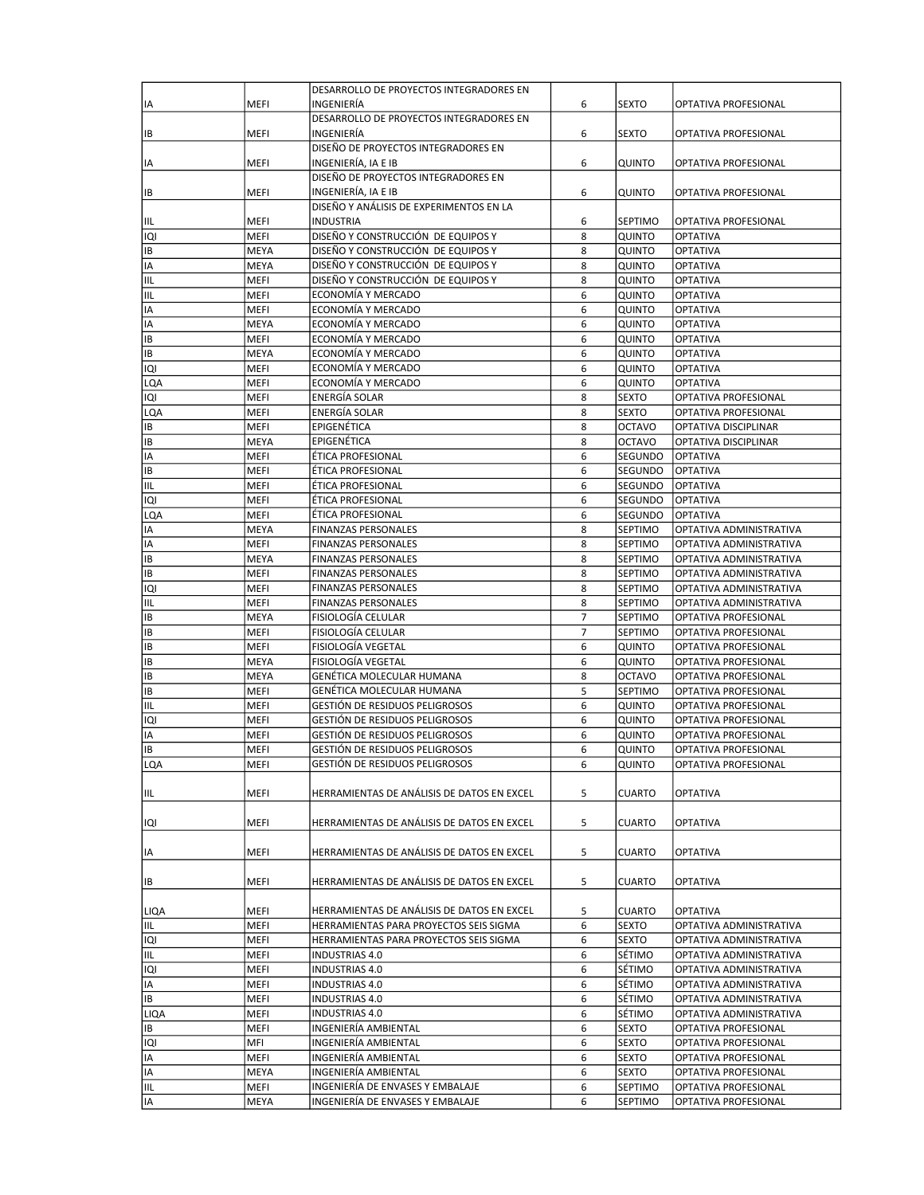| IA | MEFI | DESARROLLO DE PROYECTOS INTEGRADORES EN INGENIERÍA | 6 | SEXTO | OPTATIVA PROFESIONAL |
|---|---|---|---|---|---|
| IB | MEFI | DESARROLLO DE PROYECTOS INTEGRADORES EN INGENIERÍA | 6 | SEXTO | OPTATIVA PROFESIONAL |
| IA | MEFI | DISEÑO DE PROYECTOS INTEGRADORES EN INGENIERÍA, IA E IB | 6 | QUINTO | OPTATIVA PROFESIONAL |
| IB | MEFI | DISEÑO DE PROYECTOS INTEGRADORES EN INGENIERÍA, IA E IB | 6 | QUINTO | OPTATIVA PROFESIONAL |
| IIL | MEFI | DISEÑO Y ANÁLISIS DE EXPERIMENTOS EN LA INDUSTRIA | 6 | SEPTIMO | OPTATIVA PROFESIONAL |
| IQI | MEFI | DISEÑO Y CONSTRUCCIÓN DE EQUIPOS Y | 8 | QUINTO | OPTATIVA |
| IB | MEYA | DISEÑO Y CONSTRUCCIÓN DE EQUIPOS Y | 8 | QUINTO | OPTATIVA |
| IA | MEYA | DISEÑO Y CONSTRUCCIÓN DE EQUIPOS Y | 8 | QUINTO | OPTATIVA |
| IIL | MEFI | DISEÑO Y CONSTRUCCIÓN DE EQUIPOS Y | 8 | QUINTO | OPTATIVA |
| IIL | MEFI | ECONOMÍA Y MERCADO | 6 | QUINTO | OPTATIVA |
| IA | MEFI | ECONOMÍA Y MERCADO | 6 | QUINTO | OPTATIVA |
| IA | MEYA | ECONOMÍA Y MERCADO | 6 | QUINTO | OPTATIVA |
| IB | MEFI | ECONOMÍA Y MERCADO | 6 | QUINTO | OPTATIVA |
| IB | MEYA | ECONOMÍA Y MERCADO | 6 | QUINTO | OPTATIVA |
| IQI | MEFI | ECONOMÍA Y MERCADO | 6 | QUINTO | OPTATIVA |
| LQA | MEFI | ECONOMÍA Y MERCADO | 6 | QUINTO | OPTATIVA |
| IQI | MEFI | ENERGÍA SOLAR | 8 | SEXTO | OPTATIVA PROFESIONAL |
| LQA | MEFI | ENERGÍA SOLAR | 8 | SEXTO | OPTATIVA PROFESIONAL |
| IB | MEFI | EPIGENÉTICA | 8 | OCTAVO | OPTATIVA DISCIPLINAR |
| IB | MEYA | EPIGENÉTICA | 8 | OCTAVO | OPTATIVA DISCIPLINAR |
| IA | MEFI | ÉTICA PROFESIONAL | 6 | SEGUNDO | OPTATIVA |
| IB | MEFI | ÉTICA PROFESIONAL | 6 | SEGUNDO | OPTATIVA |
| IIL | MEFI | ÉTICA PROFESIONAL | 6 | SEGUNDO | OPTATIVA |
| IQI | MEFI | ÉTICA PROFESIONAL | 6 | SEGUNDO | OPTATIVA |
| LQA | MEFI | ÉTICA PROFESIONAL | 6 | SEGUNDO | OPTATIVA |
| IA | MEYA | FINANZAS PERSONALES | 8 | SEPTIMO | OPTATIVA ADMINISTRATIVA |
| IA | MEFI | FINANZAS PERSONALES | 8 | SEPTIMO | OPTATIVA ADMINISTRATIVA |
| IB | MEYA | FINANZAS PERSONALES | 8 | SEPTIMO | OPTATIVA ADMINISTRATIVA |
| IB | MEFI | FINANZAS PERSONALES | 8 | SEPTIMO | OPTATIVA ADMINISTRATIVA |
| IQI | MEFI | FINANZAS PERSONALES | 8 | SEPTIMO | OPTATIVA ADMINISTRATIVA |
| IIL | MEFI | FINANZAS PERSONALES | 8 | SEPTIMO | OPTATIVA ADMINISTRATIVA |
| IB | MEYA | FISIOLOGÍA CELULAR | 7 | SEPTIMO | OPTATIVA PROFESIONAL |
| IB | MEFI | FISIOLOGÍA CELULAR | 7 | SEPTIMO | OPTATIVA PROFESIONAL |
| IB | MEFI | FISIOLOGÍA VEGETAL | 6 | QUINTO | OPTATIVA PROFESIONAL |
| IB | MEYA | FISIOLOGÍA VEGETAL | 6 | QUINTO | OPTATIVA PROFESIONAL |
| IB | MEYA | GENÉTICA MOLECULAR HUMANA | 8 | OCTAVO | OPTATIVA PROFESIONAL |
| IB | MEFI | GENÉTICA MOLECULAR HUMANA | 5 | SEPTIMO | OPTATIVA PROFESIONAL |
| IIL | MEFI | GESTIÓN DE RESIDUOS PELIGROSOS | 6 | QUINTO | OPTATIVA PROFESIONAL |
| IQI | MEFI | GESTIÓN DE RESIDUOS PELIGROSOS | 6 | QUINTO | OPTATIVA PROFESIONAL |
| IA | MEFI | GESTIÓN DE RESIDUOS PELIGROSOS | 6 | QUINTO | OPTATIVA PROFESIONAL |
| IB | MEFI | GESTIÓN DE RESIDUOS PELIGROSOS | 6 | QUINTO | OPTATIVA PROFESIONAL |
| LQA | MEFI | GESTIÓN DE RESIDUOS PELIGROSOS | 6 | QUINTO | OPTATIVA PROFESIONAL |
| IIL | MEFI | HERRAMIENTAS DE ANÁLISIS DE DATOS EN EXCEL | 5 | CUARTO | OPTATIVA |
| IQI | MEFI | HERRAMIENTAS DE ANÁLISIS DE DATOS EN EXCEL | 5 | CUARTO | OPTATIVA |
| IA | MEFI | HERRAMIENTAS DE ANÁLISIS DE DATOS EN EXCEL | 5 | CUARTO | OPTATIVA |
| IB | MEFI | HERRAMIENTAS DE ANÁLISIS DE DATOS EN EXCEL | 5 | CUARTO | OPTATIVA |
| LIQA | MEFI | HERRAMIENTAS DE ANÁLISIS DE DATOS EN EXCEL | 5 | CUARTO | OPTATIVA |
| IIL | MEFI | HERRAMIENTAS PARA PROYECTOS SEIS SIGMA | 6 | SEXTO | OPTATIVA ADMINISTRATIVA |
| IQI | MEFI | HERRAMIENTAS PARA PROYECTOS SEIS SIGMA | 6 | SEXTO | OPTATIVA ADMINISTRATIVA |
| IIL | MEFI | INDUSTRIAS 4.0 | 6 | SÉTIMO | OPTATIVA ADMINISTRATIVA |
| IQI | MEFI | INDUSTRIAS 4.0 | 6 | SÉTIMO | OPTATIVA ADMINISTRATIVA |
| IA | MEFI | INDUSTRIAS 4.0 | 6 | SÉTIMO | OPTATIVA ADMINISTRATIVA |
| IB | MEFI | INDUSTRIAS 4.0 | 6 | SÉTIMO | OPTATIVA ADMINISTRATIVA |
| LIQA | MEFI | INDUSTRIAS 4.0 | 6 | SÉTIMO | OPTATIVA ADMINISTRATIVA |
| IB | MEFI | INGENIERÍA AMBIENTAL | 6 | SEXTO | OPTATIVA PROFESIONAL |
| IQI | MFI | INGENIERÍA AMBIENTAL | 6 | SEXTO | OPTATIVA PROFESIONAL |
| IA | MEFI | INGENIERÍA AMBIENTAL | 6 | SEXTO | OPTATIVA PROFESIONAL |
| IA | MEYA | INGENIERÍA AMBIENTAL | 6 | SEXTO | OPTATIVA PROFESIONAL |
| IIL | MEFI | INGENIERÍA DE ENVASES Y EMBALAJE | 6 | SEPTIMO | OPTATIVA PROFESIONAL |
| IA | MEYA | INGENIERÍA DE ENVASES Y EMBALAJE | 6 | SEPTIMO | OPTATIVA PROFESIONAL |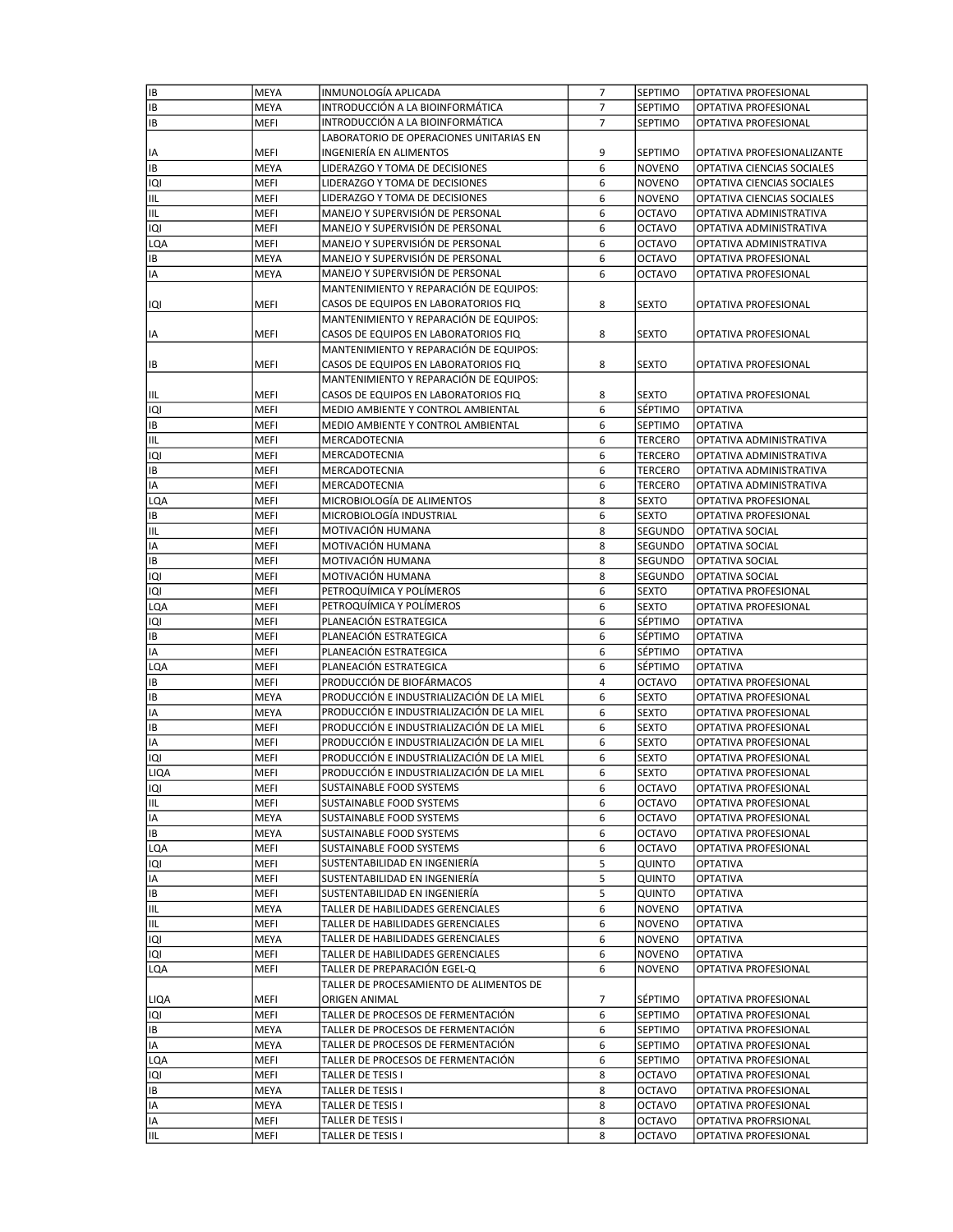| | | | | | |
|---|---|---|---|---|---|
| IB | MEYA | INMUNOLOGÍA APLICADA | 7 | SEPTIMO | OPTATIVA PROFESIONAL |
| IB | MEYA | INTRODUCCIÓN A LA BIOINFORMÁTICA | 7 | SEPTIMO | OPTATIVA PROFESIONAL |
| IB | MEFI | INTRODUCCIÓN A LA BIOINFORMÁTICA | 7 | SEPTIMO | OPTATIVA PROFESIONAL |
| IA | MEFI | LABORATORIO DE OPERACIONES UNITARIAS EN INGENIERÍA EN ALIMENTOS | 9 | SEPTIMO | OPTATIVA PROFESIONALIZANTE |
| IB | MEYA | LIDERAZGO Y TOMA DE DECISIONES | 6 | NOVENO | OPTATIVA CIENCIAS SOCIALES |
| IQI | MEFI | LIDERAZGO Y TOMA DE DECISIONES | 6 | NOVENO | OPTATIVA CIENCIAS SOCIALES |
| IIL | MEFI | LIDERAZGO Y TOMA DE DECISIONES | 6 | NOVENO | OPTATIVA CIENCIAS SOCIALES |
| IIL | MEFI | MANEJO Y SUPERVISIÓN DE PERSONAL | 6 | OCTAVO | OPTATIVA ADMINISTRATIVA |
| IQI | MEFI | MANEJO Y SUPERVISIÓN DE PERSONAL | 6 | OCTAVO | OPTATIVA ADMINISTRATIVA |
| LQA | MEFI | MANEJO Y SUPERVISIÓN DE PERSONAL | 6 | OCTAVO | OPTATIVA ADMINISTRATIVA |
| IB | MEYA | MANEJO Y SUPERVISIÓN DE PERSONAL | 6 | OCTAVO | OPTATIVA PROFESIONAL |
| IA | MEYA | MANEJO Y SUPERVISIÓN DE PERSONAL | 6 | OCTAVO | OPTATIVA PROFESIONAL |
| IQI | MEFI | MANTENIMIENTO Y REPARACIÓN DE EQUIPOS: CASOS DE EQUIPOS EN LABORATORIOS FIQ | 8 | SEXTO | OPTATIVA PROFESIONAL |
| IA | MEFI | MANTENIMIENTO Y REPARACIÓN DE EQUIPOS: CASOS DE EQUIPOS EN LABORATORIOS FIQ | 8 | SEXTO | OPTATIVA PROFESIONAL |
| IB | MEFI | MANTENIMIENTO Y REPARACIÓN DE EQUIPOS: CASOS DE EQUIPOS EN LABORATORIOS FIQ | 8 | SEXTO | OPTATIVA PROFESIONAL |
| IIL | MEFI | MANTENIMIENTO Y REPARACIÓN DE EQUIPOS: CASOS DE EQUIPOS EN LABORATORIOS FIQ | 8 | SEXTO | OPTATIVA PROFESIONAL |
| IQI | MEFI | MEDIO AMBIENTE Y CONTROL AMBIENTAL | 6 | SÉPTIMO | OPTATIVA |
| IB | MEFI | MEDIO AMBIENTE Y CONTROL AMBIENTAL | 6 | SEPTIMO | OPTATIVA |
| IIL | MEFI | MERCADOTECNIA | 6 | TERCERO | OPTATIVA ADMINISTRATIVA |
| IQI | MEFI | MERCADOTECNIA | 6 | TERCERO | OPTATIVA ADMINISTRATIVA |
| IB | MEFI | MERCADOTECNIA | 6 | TERCERO | OPTATIVA ADMINISTRATIVA |
| IA | MEFI | MERCADOTECNIA | 6 | TERCERO | OPTATIVA ADMINISTRATIVA |
| LQA | MEFI | MICROBIOLOGÍA DE ALIMENTOS | 8 | SEXTO | OPTATIVA PROFESIONAL |
| IB | MEFI | MICROBIOLOGÍA INDUSTRIAL | 6 | SEXTO | OPTATIVA PROFESIONAL |
| IIL | MEFI | MOTIVACIÓN HUMANA | 8 | SEGUNDO | OPTATIVA SOCIAL |
| IA | MEFI | MOTIVACIÓN HUMANA | 8 | SEGUNDO | OPTATIVA SOCIAL |
| IB | MEFI | MOTIVACIÓN HUMANA | 8 | SEGUNDO | OPTATIVA SOCIAL |
| IQI | MEFI | MOTIVACIÓN HUMANA | 8 | SEGUNDO | OPTATIVA SOCIAL |
| IQI | MEFI | PETROQUÍMICA Y POLÍMEROS | 6 | SEXTO | OPTATIVA PROFESIONAL |
| LQA | MEFI | PETROQUÍMICA Y POLÍMEROS | 6 | SEXTO | OPTATIVA PROFESIONAL |
| IQI | MEFI | PLANEACIÓN ESTRATEGICA | 6 | SÉPTIMO | OPTATIVA |
| IB | MEFI | PLANEACIÓN ESTRATEGICA | 6 | SÉPTIMO | OPTATIVA |
| IA | MEFI | PLANEACIÓN ESTRATEGICA | 6 | SÉPTIMO | OPTATIVA |
| LQA | MEFI | PLANEACIÓN ESTRATEGICA | 6 | SÉPTIMO | OPTATIVA |
| IB | MEFI | PRODUCCIÓN DE BIOFÁRMACOS | 4 | OCTAVO | OPTATIVA PROFESIONAL |
| IB | MEYA | PRODUCCIÓN E INDUSTRIALIZACIÓN DE LA MIEL | 6 | SEXTO | OPTATIVA PROFESIONAL |
| IA | MEYA | PRODUCCIÓN E INDUSTRIALIZACIÓN DE LA MIEL | 6 | SEXTO | OPTATIVA PROFESIONAL |
| IB | MEFI | PRODUCCIÓN E INDUSTRIALIZACIÓN DE LA MIEL | 6 | SEXTO | OPTATIVA PROFESIONAL |
| IA | MEFI | PRODUCCIÓN E INDUSTRIALIZACIÓN DE LA MIEL | 6 | SEXTO | OPTATIVA PROFESIONAL |
| IQI | MEFI | PRODUCCIÓN E INDUSTRIALIZACIÓN DE LA MIEL | 6 | SEXTO | OPTATIVA PROFESIONAL |
| LIQA | MEFI | PRODUCCIÓN E INDUSTRIALIZACIÓN DE LA MIEL | 6 | SEXTO | OPTATIVA PROFESIONAL |
| IQI | MEFI | SUSTAINABLE FOOD SYSTEMS | 6 | OCTAVO | OPTATIVA PROFESIONAL |
| IIL | MEFI | SUSTAINABLE FOOD SYSTEMS | 6 | OCTAVO | OPTATIVA PROFESIONAL |
| IA | MEYA | SUSTAINABLE FOOD SYSTEMS | 6 | OCTAVO | OPTATIVA PROFESIONAL |
| IB | MEYA | SUSTAINABLE FOOD SYSTEMS | 6 | OCTAVO | OPTATIVA PROFESIONAL |
| LQA | MEFI | SUSTAINABLE FOOD SYSTEMS | 6 | OCTAVO | OPTATIVA PROFESIONAL |
| IQI | MEFI | SUSTENTABILIDAD EN INGENIERÍA | 5 | QUINTO | OPTATIVA |
| IA | MEFI | SUSTENTABILIDAD EN INGENIERÍA | 5 | QUINTO | OPTATIVA |
| IB | MEFI | SUSTENTABILIDAD EN INGENIERÍA | 5 | QUINTO | OPTATIVA |
| IIL | MEYA | TALLER DE HABILIDADES GERENCIALES | 6 | NOVENO | OPTATIVA |
| IIL | MEFI | TALLER DE HABILIDADES GERENCIALES | 6 | NOVENO | OPTATIVA |
| IQI | MEYA | TALLER DE HABILIDADES GERENCIALES | 6 | NOVENO | OPTATIVA |
| IQI | MEFI | TALLER DE HABILIDADES GERENCIALES | 6 | NOVENO | OPTATIVA |
| LQA | MEFI | TALLER DE PREPARACIÓN EGEL-Q | 6 | NOVENO | OPTATIVA PROFESIONAL |
| LIQA | MEFI | TALLER DE PROCESAMIENTO DE ALIMENTOS DE ORIGEN ANIMAL | 7 | SÉPTIMO | OPTATIVA PROFESIONAL |
| IQI | MEFI | TALLER DE PROCESOS DE FERMENTACIÓN | 6 | SEPTIMO | OPTATIVA PROFESIONAL |
| IB | MEYA | TALLER DE PROCESOS DE FERMENTACIÓN | 6 | SEPTIMO | OPTATIVA PROFESIONAL |
| IA | MEYA | TALLER DE PROCESOS DE FERMENTACIÓN | 6 | SEPTIMO | OPTATIVA PROFESIONAL |
| LQA | MEFI | TALLER DE PROCESOS DE FERMENTACIÓN | 6 | SEPTIMO | OPTATIVA PROFESIONAL |
| IQI | MEFI | TALLER DE TESIS I | 8 | OCTAVO | OPTATIVA PROFESIONAL |
| IB | MEYA | TALLER DE TESIS I | 8 | OCTAVO | OPTATIVA PROFESIONAL |
| IA | MEYA | TALLER DE TESIS I | 8 | OCTAVO | OPTATIVA PROFESIONAL |
| IA | MEFI | TALLER DE TESIS I | 8 | OCTAVO | OPTATIVA PROFRSIONAL |
| IIL | MEFI | TALLER DE TESIS I | 8 | OCTAVO | OPTATIVA PROFESIONAL |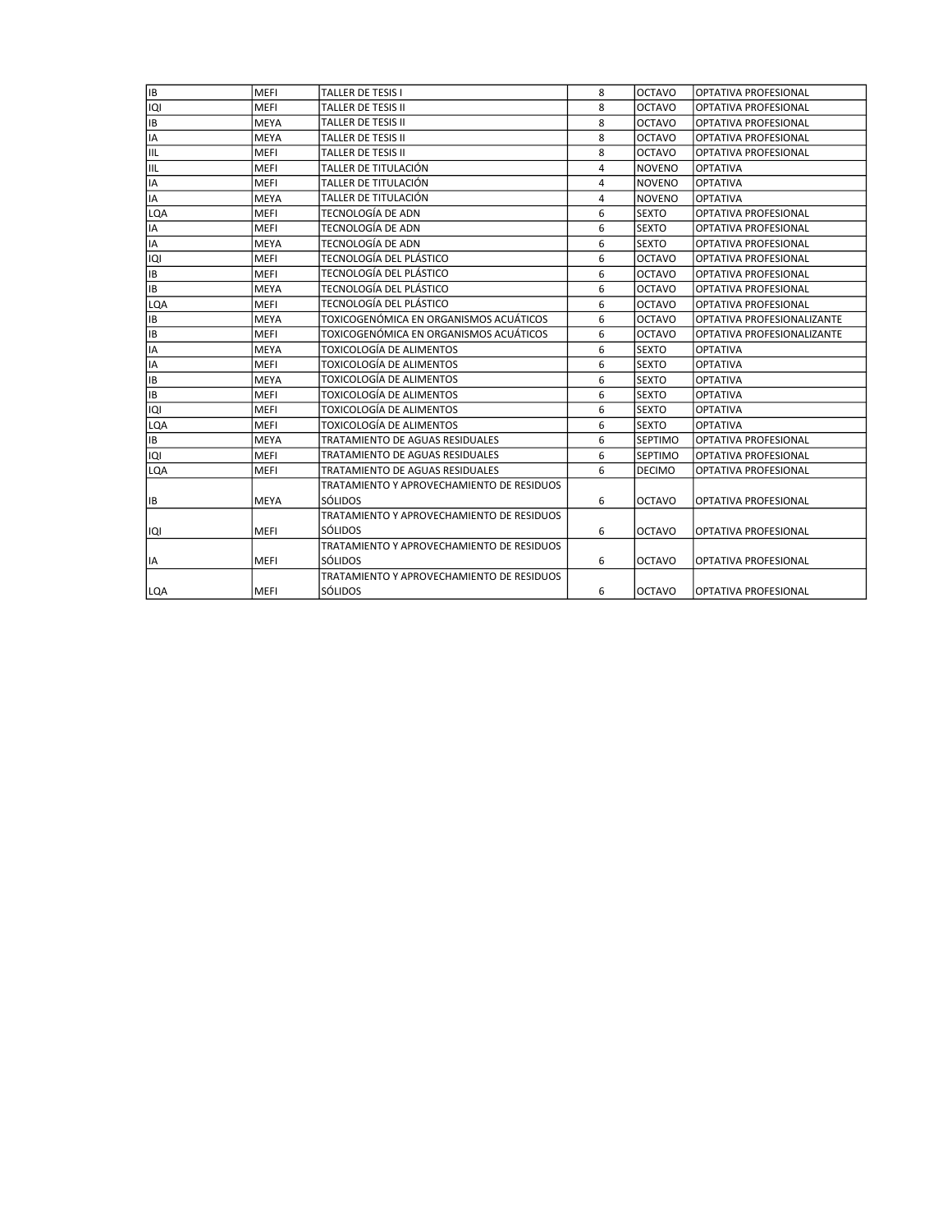| | | | | | |
|---|---|---|---|---|---|
| IB | MEFI | TALLER DE TESIS I | 8 | OCTAVO | OPTATIVA PROFESIONAL |
| IQI | MEFI | TALLER DE TESIS II | 8 | OCTAVO | OPTATIVA PROFESIONAL |
| IB | MEYA | TALLER DE TESIS II | 8 | OCTAVO | OPTATIVA PROFESIONAL |
| IA | MEYA | TALLER DE TESIS II | 8 | OCTAVO | OPTATIVA PROFESIONAL |
| IIL | MEFI | TALLER DE TESIS II | 8 | OCTAVO | OPTATIVA PROFESIONAL |
| IIL | MEFI | TALLER DE TITULACIÓN | 4 | NOVENO | OPTATIVA |
| IA | MEFI | TALLER DE TITULACIÓN | 4 | NOVENO | OPTATIVA |
| IA | MEYA | TALLER DE TITULACIÓN | 4 | NOVENO | OPTATIVA |
| LQA | MEFI | TECNOLOGÍA DE ADN | 6 | SEXTO | OPTATIVA PROFESIONAL |
| IA | MEFI | TECNOLOGÍA DE ADN | 6 | SEXTO | OPTATIVA PROFESIONAL |
| IA | MEYA | TECNOLOGÍA DE ADN | 6 | SEXTO | OPTATIVA PROFESIONAL |
| IQI | MEFI | TECNOLOGÍA DEL PLÁSTICO | 6 | OCTAVO | OPTATIVA PROFESIONAL |
| IB | MEFI | TECNOLOGÍA DEL PLÁSTICO | 6 | OCTAVO | OPTATIVA PROFESIONAL |
| IB | MEYA | TECNOLOGÍA DEL PLÁSTICO | 6 | OCTAVO | OPTATIVA PROFESIONAL |
| LQA | MEFI | TECNOLOGÍA DEL PLÁSTICO | 6 | OCTAVO | OPTATIVA PROFESIONAL |
| IB | MEYA | TOXICOGENÓMICA EN ORGANISMOS ACUÁTICOS | 6 | OCTAVO | OPTATIVA PROFESIONALIZANTE |
| IB | MEFI | TOXICOGENÓMICA EN ORGANISMOS ACUÁTICOS | 6 | OCTAVO | OPTATIVA PROFESIONALIZANTE |
| IA | MEYA | TOXICOLOGÍA DE ALIMENTOS | 6 | SEXTO | OPTATIVA |
| IA | MEFI | TOXICOLOGÍA DE ALIMENTOS | 6 | SEXTO | OPTATIVA |
| IB | MEYA | TOXICOLOGÍA DE ALIMENTOS | 6 | SEXTO | OPTATIVA |
| IB | MEFI | TOXICOLOGÍA DE ALIMENTOS | 6 | SEXTO | OPTATIVA |
| IQI | MEFI | TOXICOLOGÍA DE ALIMENTOS | 6 | SEXTO | OPTATIVA |
| LQA | MEFI | TOXICOLOGÍA DE ALIMENTOS | 6 | SEXTO | OPTATIVA |
| IB | MEYA | TRATAMIENTO DE AGUAS RESIDUALES | 6 | SEPTIMO | OPTATIVA PROFESIONAL |
| IQI | MEFI | TRATAMIENTO DE AGUAS RESIDUALES | 6 | SEPTIMO | OPTATIVA PROFESIONAL |
| LQA | MEFI | TRATAMIENTO DE AGUAS RESIDUALES | 6 | DECIMO | OPTATIVA PROFESIONAL |
| IB | MEYA | TRATAMIENTO Y APROVECHAMIENTO DE RESIDUOS SÓLIDOS | 6 | OCTAVO | OPTATIVA PROFESIONAL |
| IQI | MEFI | TRATAMIENTO Y APROVECHAMIENTO DE RESIDUOS SÓLIDOS | 6 | OCTAVO | OPTATIVA PROFESIONAL |
| IA | MEFI | TRATAMIENTO Y APROVECHAMIENTO DE RESIDUOS SÓLIDOS | 6 | OCTAVO | OPTATIVA PROFESIONAL |
| LQA | MEFI | TRATAMIENTO Y APROVECHAMIENTO DE RESIDUOS SÓLIDOS | 6 | OCTAVO | OPTATIVA PROFESIONAL |